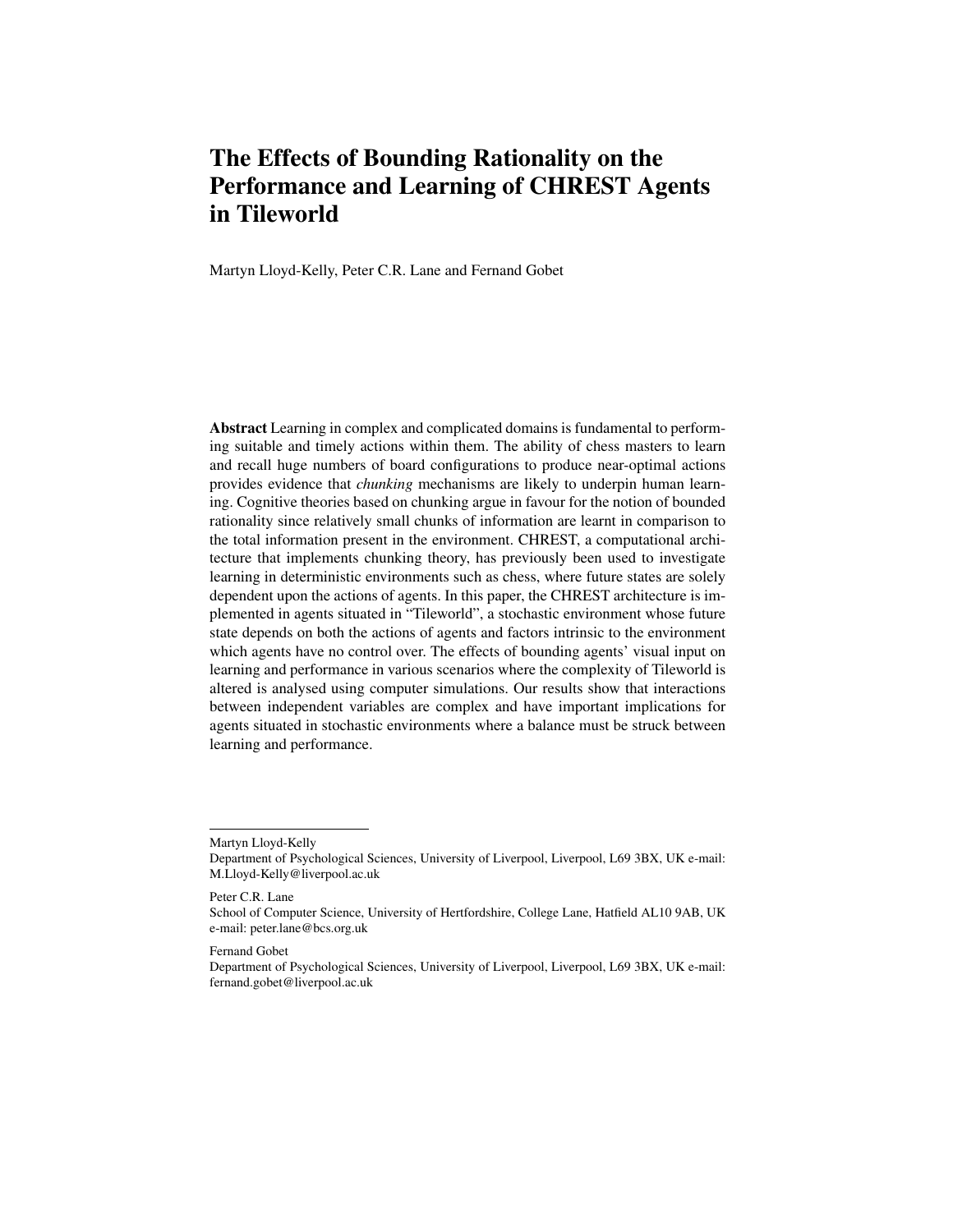# The Effects of Bounding Rationality on the Performance and Learning of CHREST Agents in Tileworld

Martyn Lloyd-Kelly, Peter C.R. Lane and Fernand Gobet

**Abstract** Learning in complex and complicated domains is fundamental to performing suitable and timely actions within them. The ability of chess masters to learn and recall huge numbers of board configurations to produce near-optimal actions provides evidence that *chunking* mechanisms are likely to underpin human learning. Cognitive theories based on chunking argue in favour for the notion of bounded rationality since relatively small chunks of information are learnt in comparison to the total information present in the environment. CHREST, a computational architecture that implements chunking theory, has previously been used to investigate learning in deterministic environments such as chess, where future states are solely dependent upon the actions of agents. In this paper, the CHREST architecture is implemented in agents situated in "Tileworld", a stochastic environment whose future state depends on both the actions of agents and factors intrinsic to the environment which agents have no control over. The effects of bounding agents' visual input on learning and performance in various scenarios where the complexity of Tileworld is altered is analysed using computer simulations. Our results show that interactions between independent variables are complex and have important implications for agents situated in stochastic environments where a balance must be struck between learning and performance.

---

Martyn Lloyd-Kelly
Department of Psychological Sciences, University of Liverpool, Liverpool, L69 3BX, UK e-mail: M.Lloyd-Kelly@liverpool.ac.uk

Peter C.R. Lane
School of Computer Science, University of Hertfordshire, College Lane, Hatfield AL10 9AB, UK e-mail: peter.lane@bcs.org.uk

Fernand Gobet
Department of Psychological Sciences, University of Liverpool, Liverpool, L69 3BX, UK e-mail: fernand.gobet@liverpool.ac.uk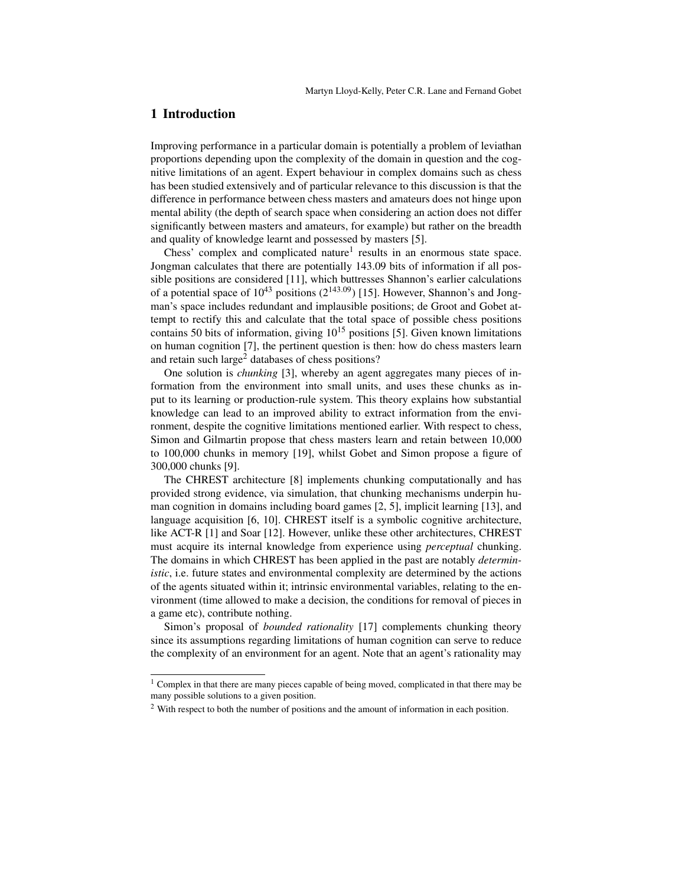# 1 Introduction

Improving performance in a particular domain is potentially a problem of leviathan proportions depending upon the complexity of the domain in question and the cognitive limitations of an agent. Expert behaviour in complex domains such as chess has been studied extensively and of particular relevance to this discussion is that the difference in performance between chess masters and amateurs does not hinge upon mental ability (the depth of search space when considering an action does not differ significantly between masters and amateurs, for example) but rather on the breadth and quality of knowledge learnt and possessed by masters [5].

Chess' complex and complicated nature[1] results in an enormous state space. Jongman calculates that there are potentially 143.09 bits of information if all possible positions are considered [11], which buttresses Shannon's earlier calculations of a potential space of $10^{43}$ positions ($2^{143.09}$) [15]. However, Shannon's and Jongman's space includes redundant and implausible positions; de Groot and Gobet attempt to rectify this and calculate that the total space of possible chess positions contains 50 bits of information, giving $10^{15}$ positions [5]. Given known limitations on human cognition [7], the pertinent question is then: how do chess masters learn and retain such large[2] databases of chess positions?

One solution is *chunking* [3], whereby an agent aggregates many pieces of information from the environment into small units, and uses these chunks as input to its learning or production-rule system. This theory explains how substantial knowledge can lead to an improved ability to extract information from the environment, despite the cognitive limitations mentioned earlier. With respect to chess, Simon and Gilmartin propose that chess masters learn and retain between 10,000 to 100,000 chunks in memory [19], whilst Gobet and Simon propose a figure of 300,000 chunks [9].

The CHREST architecture [8] implements chunking computationally and has provided strong evidence, via simulation, that chunking mechanisms underpin human cognition in domains including board games [2, 5], implicit learning [13], and language acquisition [6, 10]. CHREST itself is a symbolic cognitive architecture, like ACT-R [1] and Soar [12]. However, unlike these other architectures, CHREST must acquire its internal knowledge from experience using *perceptual* chunking. The domains in which CHREST has been applied in the past are notably *deterministic*, i.e. future states and environmental complexity are determined by the actions of the agents situated within it; intrinsic environmental variables, relating to the environment (time allowed to make a decision, the conditions for removal of pieces in a game etc), contribute nothing.

Simon's proposal of *bounded rationality* [17] complements chunking theory since its assumptions regarding limitations of human cognition can serve to reduce the complexity of an environment for an agent. Note that an agent's rationality may

[1] Complex in that there are many pieces capable of being moved, complicated in that there may be many possible solutions to a given position.

[2] With respect to both the number of positions and the amount of information in each position.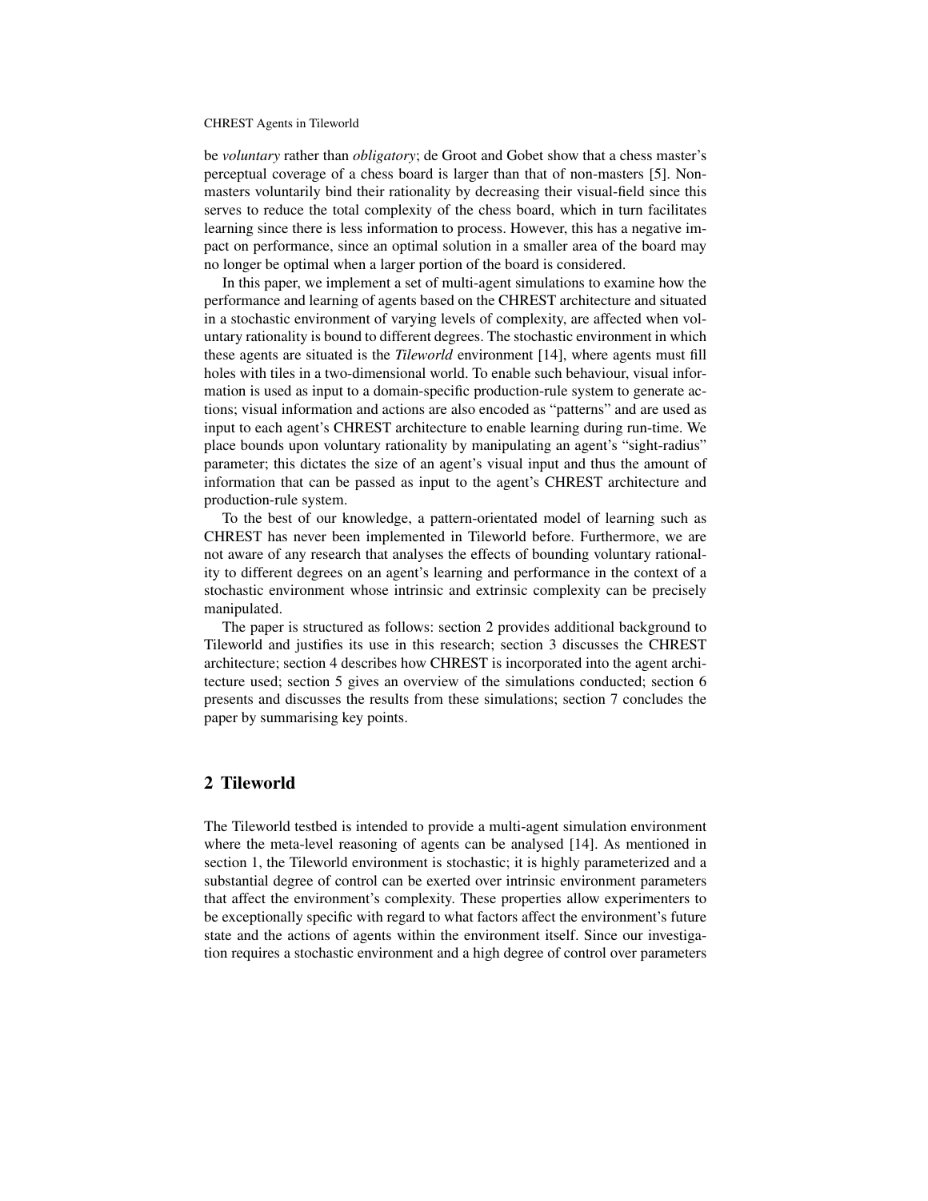be *voluntary* rather than *obligatory*; de Groot and Gobet show that a chess master's perceptual coverage of a chess board is larger than that of non-masters [5]. Non-masters voluntarily bind their rationality by decreasing their visual-field since this serves to reduce the total complexity of the chess board, which in turn facilitates learning since there is less information to process. However, this has a negative impact on performance, since an optimal solution in a smaller area of the board may no longer be optimal when a larger portion of the board is considered.

In this paper, we implement a set of multi-agent simulations to examine how the performance and learning of agents based on the CHREST architecture and situated in a stochastic environment of varying levels of complexity, are affected when voluntary rationality is bound to different degrees. The stochastic environment in which these agents are situated is the *Tileworld* environment [14], where agents must fill holes with tiles in a two-dimensional world. To enable such behaviour, visual information is used as input to a domain-specific production-rule system to generate actions; visual information and actions are also encoded as "patterns" and are used as input to each agent's CHREST architecture to enable learning during run-time. We place bounds upon voluntary rationality by manipulating an agent's "sight-radius" parameter; this dictates the size of an agent's visual input and thus the amount of information that can be passed as input to the agent's CHREST architecture and production-rule system.

To the best of our knowledge, a pattern-orientated model of learning such as CHREST has never been implemented in Tileworld before. Furthermore, we are not aware of any research that analyses the effects of bounding voluntary rationality to different degrees on an agent's learning and performance in the context of a stochastic environment whose intrinsic and extrinsic complexity can be precisely manipulated.

The paper is structured as follows: section 2 provides additional background to Tileworld and justifies its use in this research; section 3 discusses the CHREST architecture; section 4 describes how CHREST is incorporated into the agent architecture used; section 5 gives an overview of the simulations conducted; section 6 presents and discusses the results from these simulations; section 7 concludes the paper by summarising key points.

## 2 Tileworld

The Tileworld testbed is intended to provide a multi-agent simulation environment where the meta-level reasoning of agents can be analysed [14]. As mentioned in section 1, the Tileworld environment is stochastic; it is highly parameterized and a substantial degree of control can be exerted over intrinsic environment parameters that affect the environment's complexity. These properties allow experimenters to be exceptionally specific with regard to what factors affect the environment's future state and the actions of agents within the environment itself. Since our investigation requires a stochastic environment and a high degree of control over parameters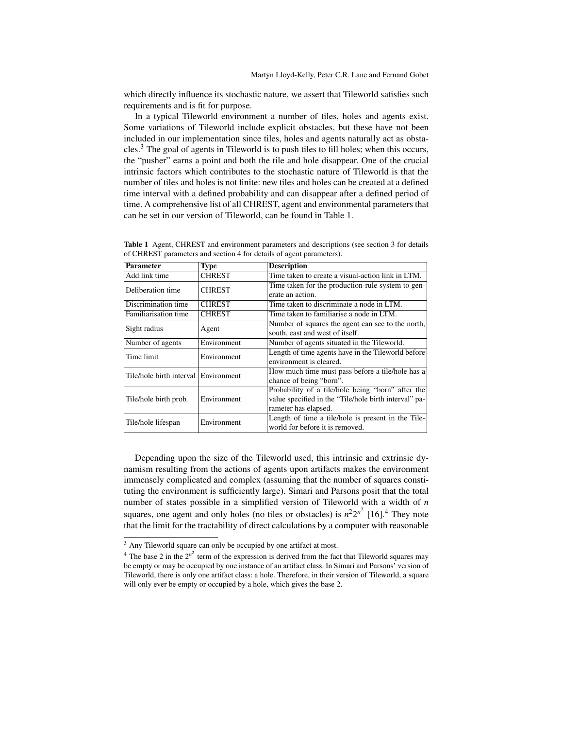which directly influence its stochastic nature, we assert that Tileworld satisfies such requirements and is fit for purpose.

In a typical Tileworld environment a number of tiles, holes and agents exist. Some variations of Tileworld include explicit obstacles, but these have not been included in our implementation since tiles, holes and agents naturally act as obstacles.[3] The goal of agents in Tileworld is to push tiles to fill holes; when this occurs, the "pusher" earns a point and both the tile and hole disappear. One of the crucial intrinsic factors which contributes to the stochastic nature of Tileworld is that the number of tiles and holes is not finite: new tiles and holes can be created at a defined time interval with a defined probability and can disappear after a defined period of time. A comprehensive list of all CHREST, agent and environmental parameters that can be set in our version of Tileworld, can be found in Table 1.

**Table 1** Agent, CHREST and environment parameters and descriptions (see section 3 for details of CHREST parameters and section 4 for details of agent parameters).

| Parameter | Type | Description |
|---|---|---|
| Add link time | CHREST | Time taken to create a visual-action link in LTM. |
| Deliberation time | CHREST | Time taken for the production-rule system to generate an action. |
| Discrimination time | CHREST | Time taken to discriminate a node in LTM. |
| Familiarisation time | CHREST | Time taken to familiarise a node in LTM. |
| Sight radius | Agent | Number of squares the agent can see to the north, south, east and west of itself. |
| Number of agents | Environment | Number of agents situated in the Tileworld. |
| Time limit | Environment | Length of time agents have in the Tileworld before environment is cleared. |
| Tile/hole birth interval | Environment | How much time must pass before a tile/hole has a chance of being "born". |
| Tile/hole birth prob. | Environment | Probability of a tile/hole being "born" after the value specified in the "Tile/hole birth interval" parameter has elapsed. |
| Tile/hole lifespan | Environment | Length of time a tile/hole is present in the Tileworld for before it is removed. |

Depending upon the size of the Tileworld used, this intrinsic and extrinsic dynamism resulting from the actions of agents upon artifacts makes the environment immensely complicated and complex (assuming that the number of squares constituting the environment is sufficiently large). Simari and Parsons posit that the total number of states possible in a simplified version of Tileworld with a width of $n$ squares, one agent and only holes (no tiles or obstacles) is $n^2 2^{n^2}$ [16].[4] They note that the limit for the tractability of direct calculations by a computer with reasonable

[3] Any Tileworld square can only be occupied by one artifact at most.

[4] The base 2 in the $2^{n^2}$ term of the expression is derived from the fact that Tileworld squares may be empty or may be occupied by one instance of an artifact class. In Simari and Parsons' version of Tileworld, there is only one artifact class: a hole. Therefore, in their version of Tileworld, a square will only ever be empty or occupied by a hole, which gives the base 2.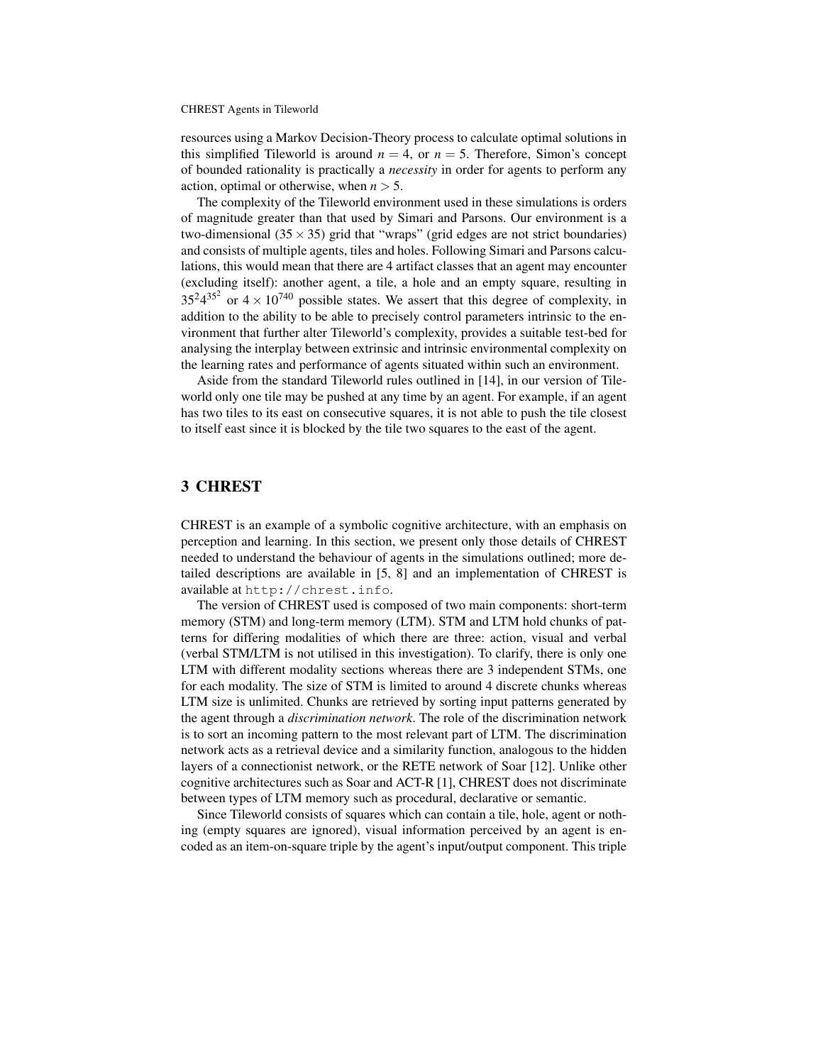resources using a Markov Decision-Theory process to calculate optimal solutions in this simplified Tileworld is around $n = 4$, or $n = 5$. Therefore, Simon's concept of bounded rationality is practically a *necessity* in order for agents to perform any action, optimal or otherwise, when $n > 5$.

The complexity of the Tileworld environment used in these simulations is orders of magnitude greater than that used by Simari and Parsons. Our environment is a two-dimensional ($35 \times 35$) grid that "wraps" (grid edges are not strict boundaries) and consists of multiple agents, tiles and holes. Following Simari and Parsons calculations, this would mean that there are 4 artifact classes that an agent may encounter (excluding itself): another agent, a tile, a hole and an empty square, resulting in $35^2 4^{35^2}$ or $4 \times 10^{740}$ possible states. We assert that this degree of complexity, in addition to the ability to be able to precisely control parameters intrinsic to the environment that further alter Tileworld's complexity, provides a suitable test-bed for analysing the interplay between extrinsic and intrinsic environmental complexity on the learning rates and performance of agents situated within such an environment.

Aside from the standard Tileworld rules outlined in [14], in our version of Tileworld only one tile may be pushed at any time by an agent. For example, if an agent has two tiles to its east on consecutive squares, it is not able to push the tile closest to itself east since it is blocked by the tile two squares to the east of the agent.

## 3 CHREST

CHREST is an example of a symbolic cognitive architecture, with an emphasis on perception and learning. In this section, we present only those details of CHREST needed to understand the behaviour of agents in the simulations outlined; more detailed descriptions are available in [5, 8] and an implementation of CHREST is available at `http://chrest.info`.

The version of CHREST used is composed of two main components: short-term memory (STM) and long-term memory (LTM). STM and LTM hold chunks of patterns for differing modalities of which there are three: action, visual and verbal (verbal STM/LTM is not utilised in this investigation). To clarify, there is only one LTM with different modality sections whereas there are 3 independent STMs, one for each modality. The size of STM is limited to around 4 discrete chunks whereas LTM size is unlimited. Chunks are retrieved by sorting input patterns generated by the agent through a *discrimination network*. The role of the discrimination network is to sort an incoming pattern to the most relevant part of LTM. The discrimination network acts as a retrieval device and a similarity function, analogous to the hidden layers of a connectionist network, or the RETE network of Soar [12]. Unlike other cognitive architectures such as Soar and ACT-R [1], CHREST does not discriminate between types of LTM memory such as procedural, declarative or semantic.

Since Tileworld consists of squares which can contain a tile, hole, agent or nothing (empty squares are ignored), visual information perceived by an agent is encoded as an item-on-square triple by the agent's input/output component. This triple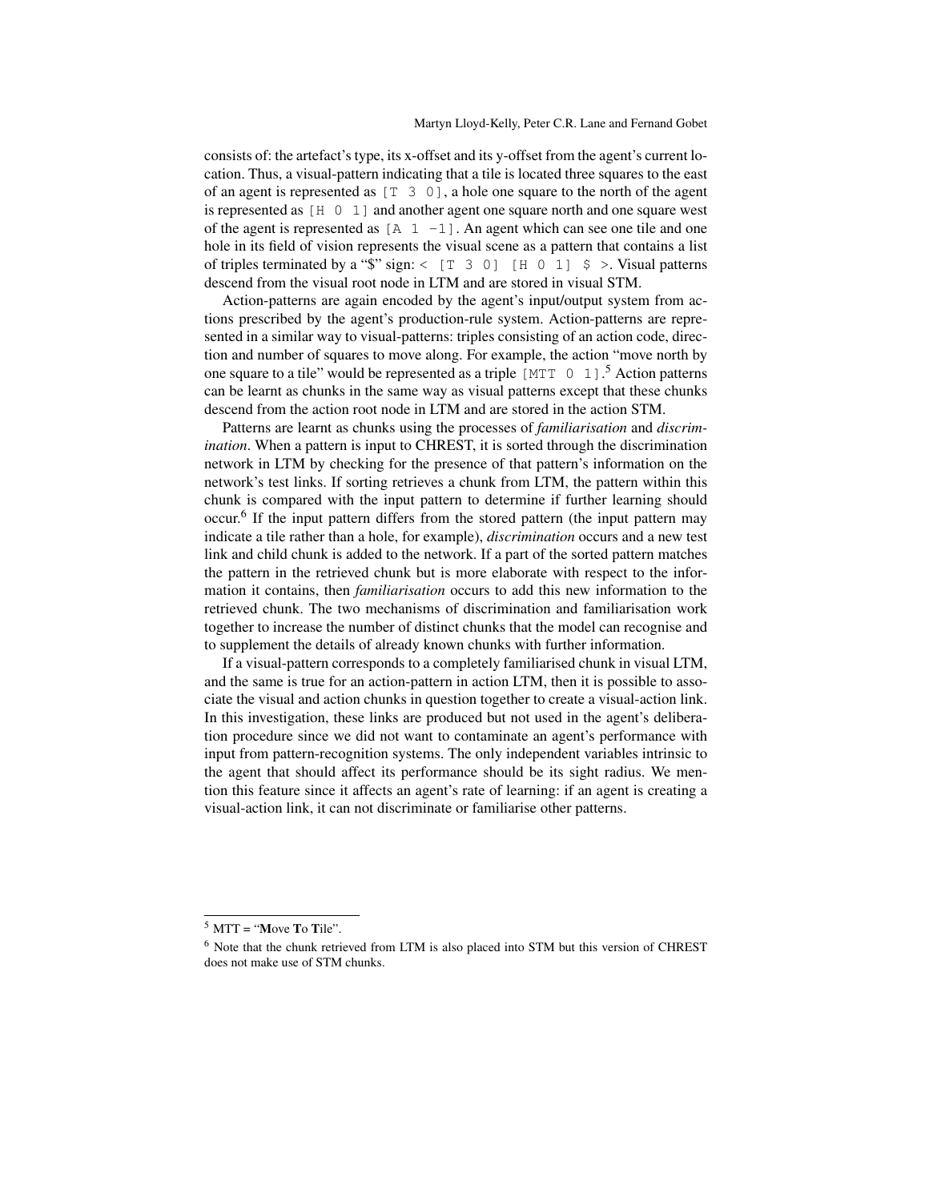consists of: the artefact's type, its x-offset and its y-offset from the agent's current location. Thus, a visual-pattern indicating that a tile is located three squares to the east of an agent is represented as `[T 3 0]`, a hole one square to the north of the agent is represented as `[H 0 1]` and another agent one square north and one square west of the agent is represented as `[A 1 -1]`. An agent which can see one tile and one hole in its field of vision represents the visual scene as a pattern that contains a list of triples terminated by a "$" sign: `< [T 3 0] [H 0 1] $ >`. Visual patterns descend from the visual root node in LTM and are stored in visual STM.

Action-patterns are again encoded by the agent's input/output system from actions prescribed by the agent's production-rule system. Action-patterns are represented in a similar way to visual-patterns: triples consisting of an action code, direction and number of squares to move along. For example, the action "move north by one square to a tile" would be represented as a triple `[MTT 0 1]`.[5] Action patterns can be learnt as chunks in the same way as visual patterns except that these chunks descend from the action root node in LTM and are stored in the action STM.

Patterns are learnt as chunks using the processes of *familiarisation* and *discrimination*. When a pattern is input to CHREST, it is sorted through the discrimination network in LTM by checking for the presence of that pattern's information on the network's test links. If sorting retrieves a chunk from LTM, the pattern within this chunk is compared with the input pattern to determine if further learning should occur.[6] If the input pattern differs from the stored pattern (the input pattern may indicate a tile rather than a hole, for example), *discrimination* occurs and a new test link and child chunk is added to the network. If a part of the sorted pattern matches the pattern in the retrieved chunk but is more elaborate with respect to the information it contains, then *familiarisation* occurs to add this new information to the retrieved chunk. The two mechanisms of discrimination and familiarisation work together to increase the number of distinct chunks that the model can recognise and to supplement the details of already known chunks with further information.

If a visual-pattern corresponds to a completely familiarised chunk in visual LTM, and the same is true for an action-pattern in action LTM, then it is possible to associate the visual and action chunks in question together to create a visual-action link. In this investigation, these links are produced but not used in the agent's deliberation procedure since we did not want to contaminate an agent's performance with input from pattern-recognition systems. The only independent variables intrinsic to the agent that should affect its performance should be its sight radius. We mention this feature since it affects an agent's rate of learning: if an agent is creating a visual-action link, it can not discriminate or familiarise other patterns.

---

[5] MTT = "**M**ove **T**o **T**ile".

[6] Note that the chunk retrieved from LTM is also placed into STM but this version of CHREST does not make use of STM chunks.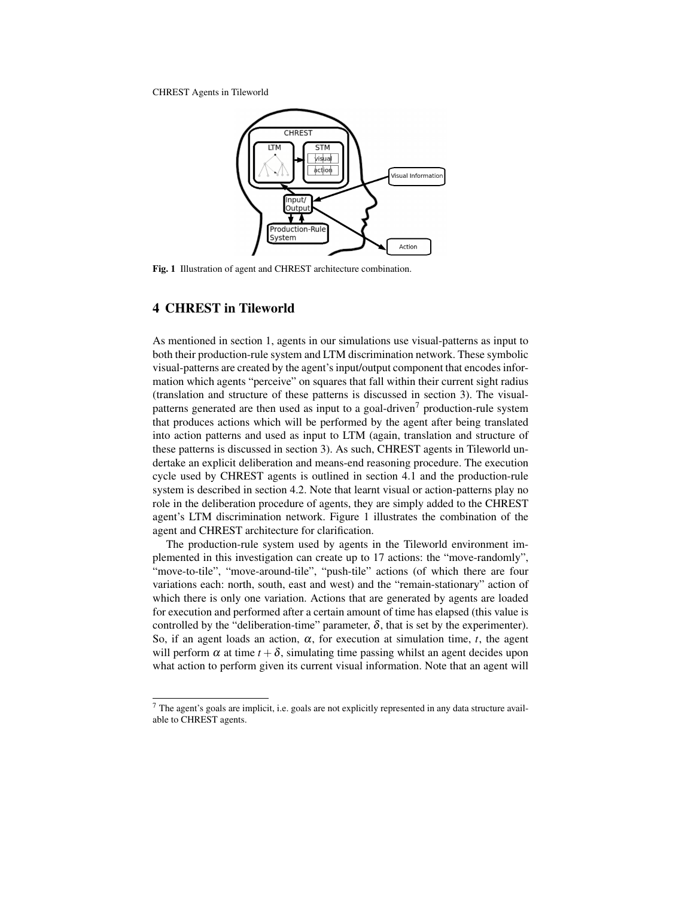Fig. 1 Illustration of agent and CHREST architecture combination.

## 4 CHREST in Tileworld

As mentioned in section 1, agents in our simulations use visual-patterns as input to both their production-rule system and LTM discrimination network. These symbolic visual-patterns are created by the agent's input/output component that encodes information which agents "perceive" on squares that fall within their current sight radius (translation and structure of these patterns is discussed in section 3). The visual-patterns generated are then used as input to a goal-driven[7] production-rule system that produces actions which will be performed by the agent after being translated into action patterns and used as input to LTM (again, translation and structure of these patterns is discussed in section 3). As such, CHREST agents in Tileworld undertake an explicit deliberation and means-end reasoning procedure. The execution cycle used by CHREST agents is outlined in section 4.1 and the production-rule system is described in section 4.2. Note that learnt visual or action-patterns play no role in the deliberation procedure of agents, they are simply added to the CHREST agent's LTM discrimination network. Figure 1 illustrates the combination of the agent and CHREST architecture for clarification.

The production-rule system used by agents in the Tileworld environment implemented in this investigation can create up to 17 actions: the "move-randomly", "move-to-tile", "move-around-tile", "push-tile" actions (of which there are four variations each: north, south, east and west) and the "remain-stationary" action of which there is only one variation. Actions that are generated by agents are loaded for execution and performed after a certain amount of time has elapsed (this value is controlled by the "deliberation-time" parameter, $\delta$, that is set by the experimenter). So, if an agent loads an action, $\alpha$, for execution at simulation time, $t$, the agent will perform $\alpha$ at time $t + \delta$, simulating time passing whilst an agent decides upon what action to perform given its current visual information. Note that an agent will

[7] The agent's goals are implicit, i.e. goals are not explicitly represented in any data structure available to CHREST agents.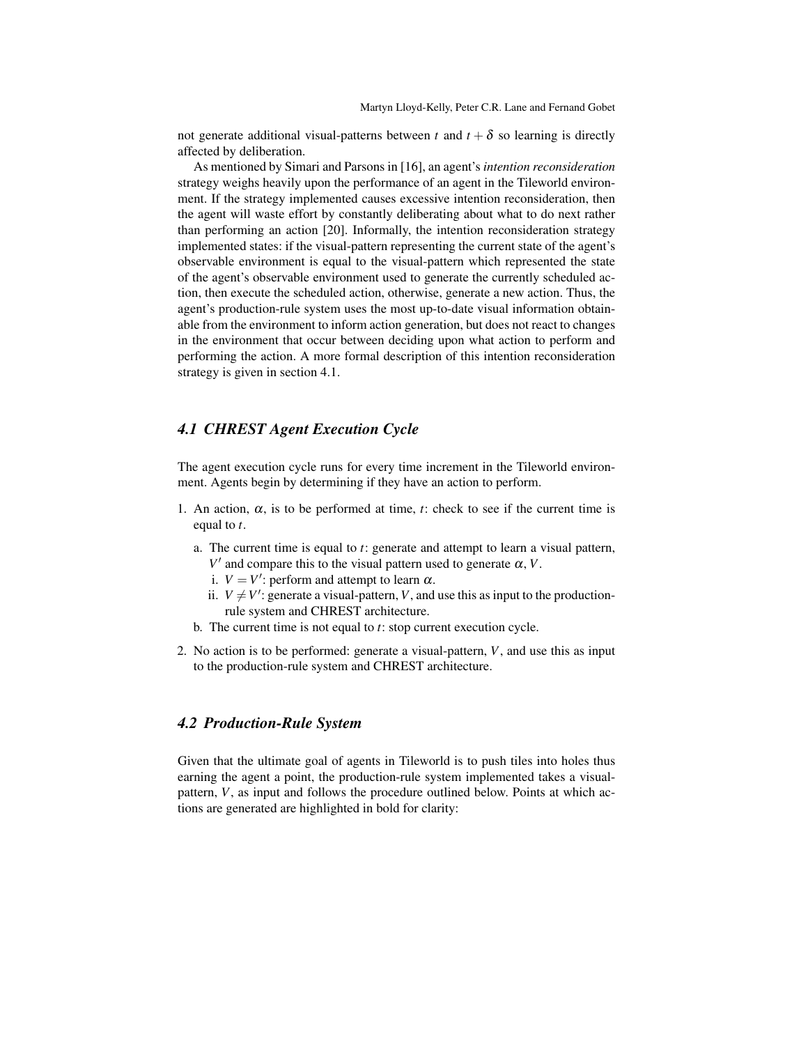not generate additional visual-patterns between $t$ and $t + \delta$ so learning is directly affected by deliberation.

As mentioned by Simari and Parsons in [16], an agent's *intention reconsideration* strategy weighs heavily upon the performance of an agent in the Tileworld environment. If the strategy implemented causes excessive intention reconsideration, then the agent will waste effort by constantly deliberating about what to do next rather than performing an action [20]. Informally, the intention reconsideration strategy implemented states: if the visual-pattern representing the current state of the agent's observable environment is equal to the visual-pattern which represented the state of the agent's observable environment used to generate the currently scheduled action, then execute the scheduled action, otherwise, generate a new action. Thus, the agent's production-rule system uses the most up-to-date visual information obtainable from the environment to inform action generation, but does not react to changes in the environment that occur between deciding upon what action to perform and performing the action. A more formal description of this intention reconsideration strategy is given in section 4.1.

### 4.1 CHREST Agent Execution Cycle

The agent execution cycle runs for every time increment in the Tileworld environment. Agents begin by determining if they have an action to perform.

1. An action, $\alpha$, is to be performed at time, $t$: check to see if the current time is equal to $t$.
   a. The current time is equal to $t$: generate and attempt to learn a visual pattern, $V'$ and compare this to the visual pattern used to generate $\alpha$, $V$.
      i. $V = V'$: perform and attempt to learn $\alpha$.
      ii. $V \neq V'$: generate a visual-pattern, $V$, and use this as input to the production-rule system and CHREST architecture.
   b. The current time is not equal to $t$: stop current execution cycle.
2. No action is to be performed: generate a visual-pattern, $V$, and use this as input to the production-rule system and CHREST architecture.

### 4.2 Production-Rule System

Given that the ultimate goal of agents in Tileworld is to push tiles into holes thus earning the agent a point, the production-rule system implemented takes a visual-pattern, $V$, as input and follows the procedure outlined below. Points at which actions are generated are highlighted in bold for clarity: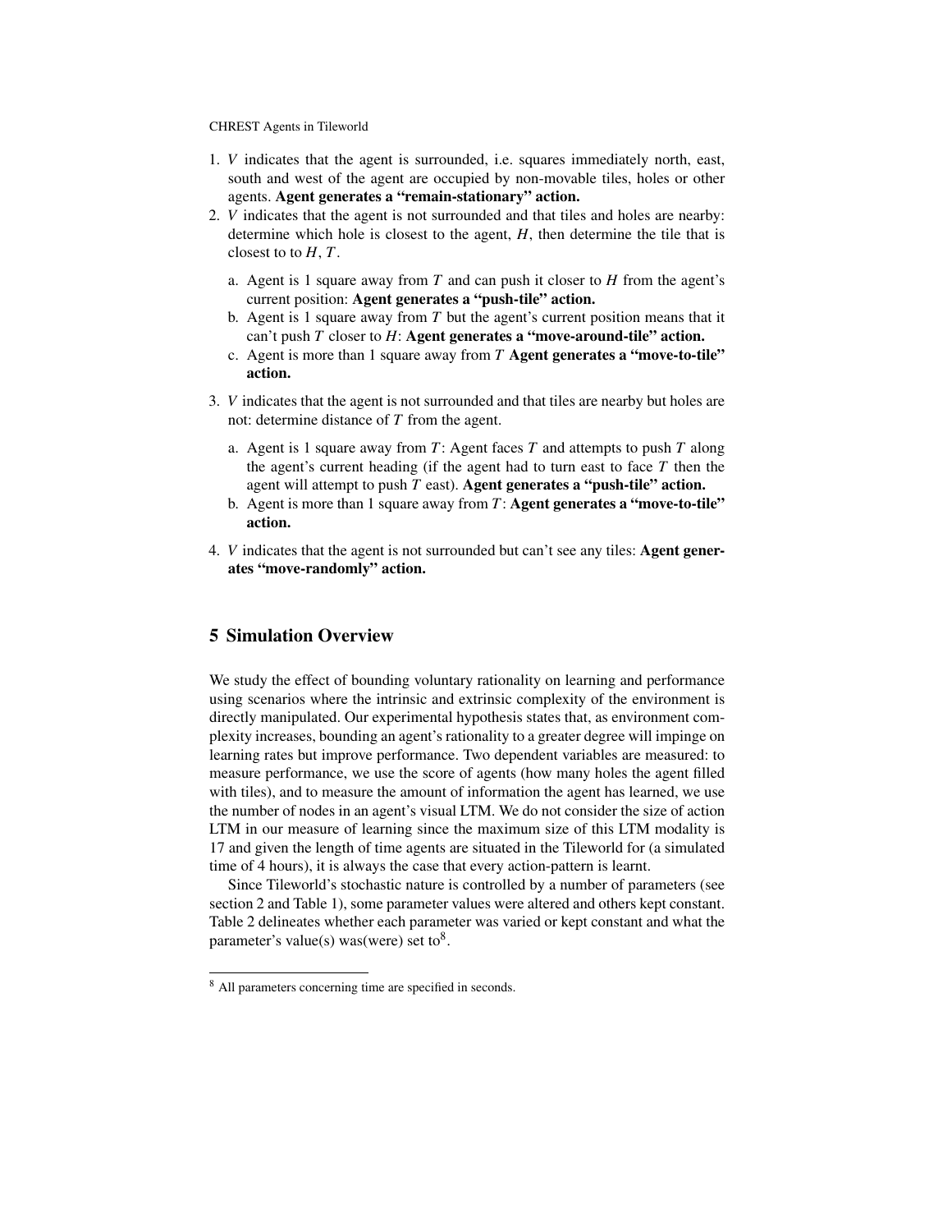1. $V$ indicates that the agent is surrounded, i.e. squares immediately north, east, south and west of the agent are occupied by non-movable tiles, holes or other agents. **Agent generates a "remain-stationary" action.**
2. $V$ indicates that the agent is not surrounded and that tiles and holes are nearby: determine which hole is closest to the agent, $H$, then determine the tile that is closest to to $H$, $T$.
   a. Agent is 1 square away from $T$ and can push it closer to $H$ from the agent's current position: **Agent generates a "push-tile" action.**
   b. Agent is 1 square away from $T$ but the agent's current position means that it can't push $T$ closer to $H$: **Agent generates a "move-around-tile" action.**
   c. Agent is more than 1 square away from $T$ **Agent generates a "move-to-tile" action.**
3. $V$ indicates that the agent is not surrounded and that tiles are nearby but holes are not: determine distance of $T$ from the agent.
   a. Agent is 1 square away from $T$: Agent faces $T$ and attempts to push $T$ along the agent's current heading (if the agent had to turn east to face $T$ then the agent will attempt to push $T$ east). **Agent generates a "push-tile" action.**
   b. Agent is more than 1 square away from $T$: **Agent generates a "move-to-tile" action.**
4. $V$ indicates that the agent is not surrounded but can't see any tiles: **Agent generates "move-randomly" action.**

## 5 Simulation Overview

We study the effect of bounding voluntary rationality on learning and performance using scenarios where the intrinsic and extrinsic complexity of the environment is directly manipulated. Our experimental hypothesis states that, as environment complexity increases, bounding an agent's rationality to a greater degree will impinge on learning rates but improve performance. Two dependent variables are measured: to measure performance, we use the score of agents (how many holes the agent filled with tiles), and to measure the amount of information the agent has learned, we use the number of nodes in an agent's visual LTM. We do not consider the size of action LTM in our measure of learning since the maximum size of this LTM modality is 17 and given the length of time agents are situated in the Tileworld for (a simulated time of 4 hours), it is always the case that every action-pattern is learnt.

Since Tileworld's stochastic nature is controlled by a number of parameters (see section 2 and Table 1), some parameter values were altered and others kept constant. Table 2 delineates whether each parameter was varied or kept constant and what the parameter's value(s) was(were) set to[8].

[8] All parameters concerning time are specified in seconds.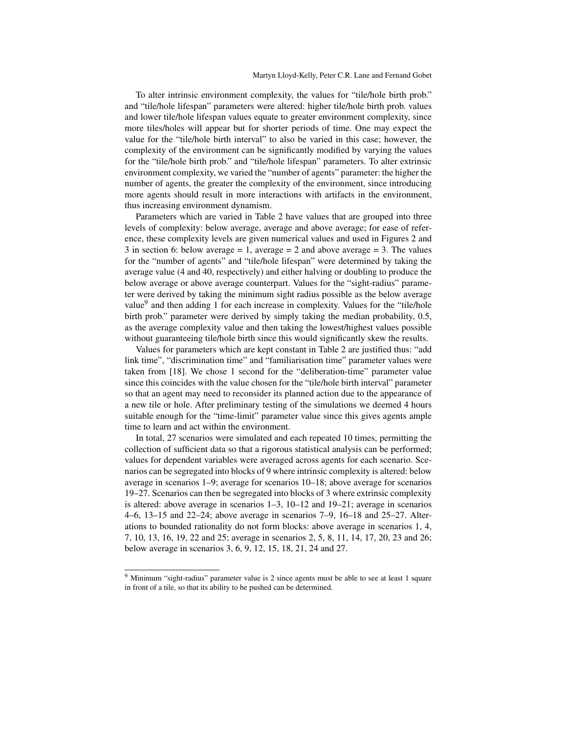To alter intrinsic environment complexity, the values for "tile/hole birth prob." and "tile/hole lifespan" parameters were altered: higher tile/hole birth prob. values and lower tile/hole lifespan values equate to greater environment complexity, since more tiles/holes will appear but for shorter periods of time. One may expect the value for the "tile/hole birth interval" to also be varied in this case; however, the complexity of the environment can be significantly modified by varying the values for the "tile/hole birth prob." and "tile/hole lifespan" parameters. To alter extrinsic environment complexity, we varied the "number of agents" parameter: the higher the number of agents, the greater the complexity of the environment, since introducing more agents should result in more interactions with artifacts in the environment, thus increasing environment dynamism.

Parameters which are varied in Table 2 have values that are grouped into three levels of complexity: below average, average and above average; for ease of reference, these complexity levels are given numerical values and used in Figures 2 and 3 in section 6: below average = 1, average = 2 and above average = 3. The values for the "number of agents" and "tile/hole lifespan" were determined by taking the average value (4 and 40, respectively) and either halving or doubling to produce the below average or above average counterpart. Values for the "sight-radius" parameter were derived by taking the minimum sight radius possible as the below average value[9] and then adding 1 for each increase in complexity. Values for the "tile/hole birth prob." parameter were derived by simply taking the median probability, 0.5, as the average complexity value and then taking the lowest/highest values possible without guaranteeing tile/hole birth since this would significantly skew the results.

Values for parameters which are kept constant in Table 2 are justified thus: "add link time", "discrimination time" and "familiarisation time" parameter values were taken from [18]. We chose 1 second for the "deliberation-time" parameter value since this coincides with the value chosen for the "tile/hole birth interval" parameter so that an agent may need to reconsider its planned action due to the appearance of a new tile or hole. After preliminary testing of the simulations we deemed 4 hours suitable enough for the "time-limit" parameter value since this gives agents ample time to learn and act within the environment.

In total, 27 scenarios were simulated and each repeated 10 times, permitting the collection of sufficient data so that a rigorous statistical analysis can be performed; values for dependent variables were averaged across agents for each scenario. Scenarios can be segregated into blocks of 9 where intrinsic complexity is altered: below average in scenarios 1–9; average for scenarios 10–18; above average for scenarios 19–27. Scenarios can then be segregated into blocks of 3 where extrinsic complexity is altered: above average in scenarios 1–3, 10–12 and 19–21; average in scenarios 4–6, 13–15 and 22–24; above average in scenarios 7–9, 16–18 and 25–27. Alterations to bounded rationality do not form blocks: above average in scenarios 1, 4, 7, 10, 13, 16, 19, 22 and 25; average in scenarios 2, 5, 8, 11, 14, 17, 20, 23 and 26; below average in scenarios 3, 6, 9, 12, 15, 18, 21, 24 and 27.

[9] Minimum "sight-radius" parameter value is 2 since agents must be able to see at least 1 square in front of a tile, so that its ability to be pushed can be determined.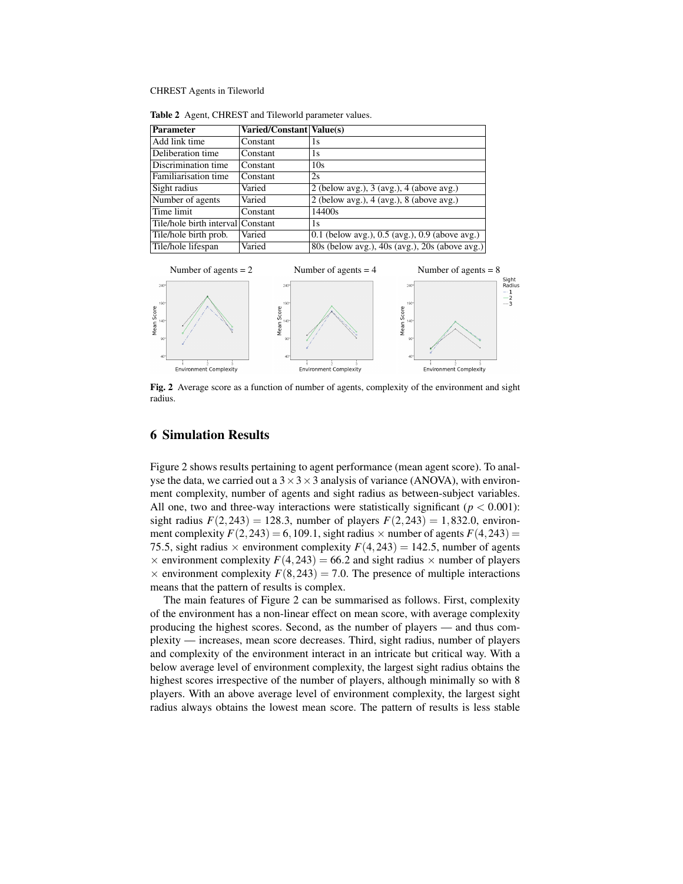Table 2 Agent, CHREST and Tileworld parameter values.

| Parameter | Varied/Constant | Value(s) |
|---|---|---|
| Add link time | Constant | 1s |
| Deliberation time | Constant | 1s |
| Discrimination time | Constant | 10s |
| Familiarisation time | Constant | 2s |
| Sight radius | Varied | 2 (below avg.), 3 (avg.), 4 (above avg.) |
| Number of agents | Varied | 2 (below avg.), 4 (avg.), 8 (above avg.) |
| Time limit | Constant | 14400s |
| Tile/hole birth interval | Constant | 1s |
| Tile/hole birth prob. | Varied | 0.1 (below avg.), 0.5 (avg.), 0.9 (above avg.) |
| Tile/hole lifespan | Varied | 80s (below avg.), 40s (avg.), 20s (above avg.) |

**Fig. 2** Average score as a function of number of agents, complexity of the environment and sight radius.

## 6 Simulation Results

Figure 2 shows results pertaining to agent performance (mean agent score). To analyse the data, we carried out a $3 \times 3 \times 3$ analysis of variance (ANOVA), with environment complexity, number of agents and sight radius as between-subject variables. All one, two and three-way interactions were statistically significant ($p < 0.001$): sight radius $F(2,243) = 128.3$, number of players $F(2,243) = 1,832.0$, environment complexity $F(2,243) = 6,109.1$, sight radius $\times$ number of agents $F(4,243) = 75.5$, sight radius $\times$ environment complexity $F(4,243) = 142.5$, number of agents $\times$ environment complexity $F(4,243) = 66.2$ and sight radius $\times$ number of players $\times$ environment complexity $F(8,243) = 7.0$. The presence of multiple interactions means that the pattern of results is complex.

The main features of Figure 2 can be summarised as follows. First, complexity of the environment has a non-linear effect on mean score, with average complexity producing the highest scores. Second, as the number of players — and thus complexity — increases, mean score decreases. Third, sight radius, number of players and complexity of the environment interact in an intricate but critical way. With a below average level of environment complexity, the largest sight radius obtains the highest scores irrespective of the number of players, although minimally so with 8 players. With an above average level of environment complexity, the largest sight radius always obtains the lowest mean score. The pattern of results is less stable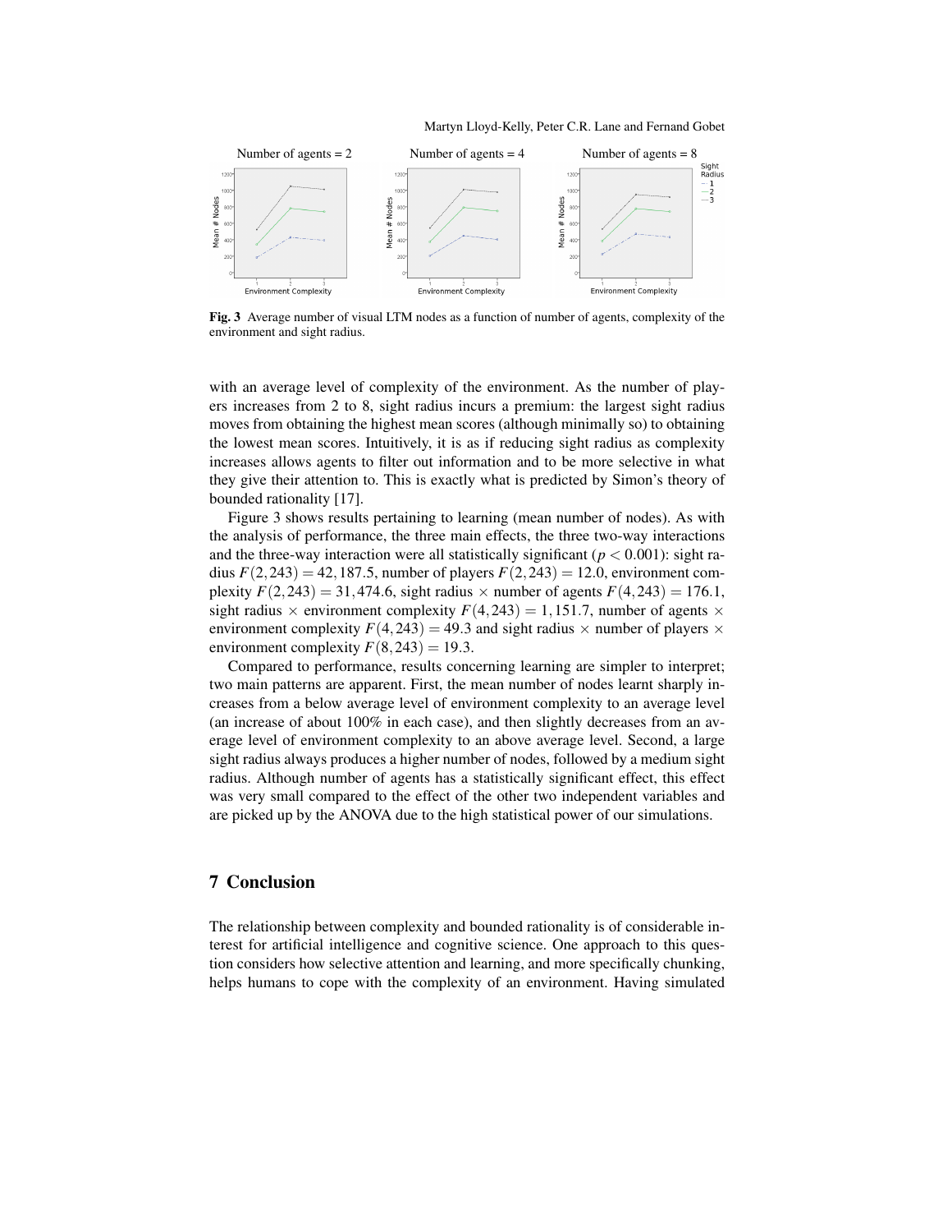**Fig. 3** Average number of visual LTM nodes as a function of number of agents, complexity of the environment and sight radius.

with an average level of complexity of the environment. As the number of players increases from 2 to 8, sight radius incurs a premium: the largest sight radius moves from obtaining the highest mean scores (although minimally so) to obtaining the lowest mean scores. Intuitively, it is as if reducing sight radius as complexity increases allows agents to filter out information and to be more selective in what they give their attention to. This is exactly what is predicted by Simon's theory of bounded rationality [17].

Figure 3 shows results pertaining to learning (mean number of nodes). As with the analysis of performance, the three main effects, the three two-way interactions and the three-way interaction were all statistically significant ($p < 0.001$): sight radius $F(2,243) = 42,187.5$, number of players $F(2,243) = 12.0$, environment complexity $F(2,243) = 31,474.6$, sight radius $\times$ number of agents $F(4,243) = 176.1$, sight radius $\times$ environment complexity $F(4,243) = 1,151.7$, number of agents $\times$ environment complexity $F(4,243) = 49.3$ and sight radius $\times$ number of players $\times$ environment complexity $F(8,243) = 19.3$.

Compared to performance, results concerning learning are simpler to interpret; two main patterns are apparent. First, the mean number of nodes learnt sharply increases from a below average level of environment complexity to an average level (an increase of about 100% in each case), and then slightly decreases from an average level of environment complexity to an above average level. Second, a large sight radius always produces a higher number of nodes, followed by a medium sight radius. Although number of agents has a statistically significant effect, this effect was very small compared to the effect of the other two independent variables and are picked up by the ANOVA due to the high statistical power of our simulations.

## 7 Conclusion

The relationship between complexity and bounded rationality is of considerable interest for artificial intelligence and cognitive science. One approach to this question considers how selective attention and learning, and more specifically chunking, helps humans to cope with the complexity of an environment. Having simulated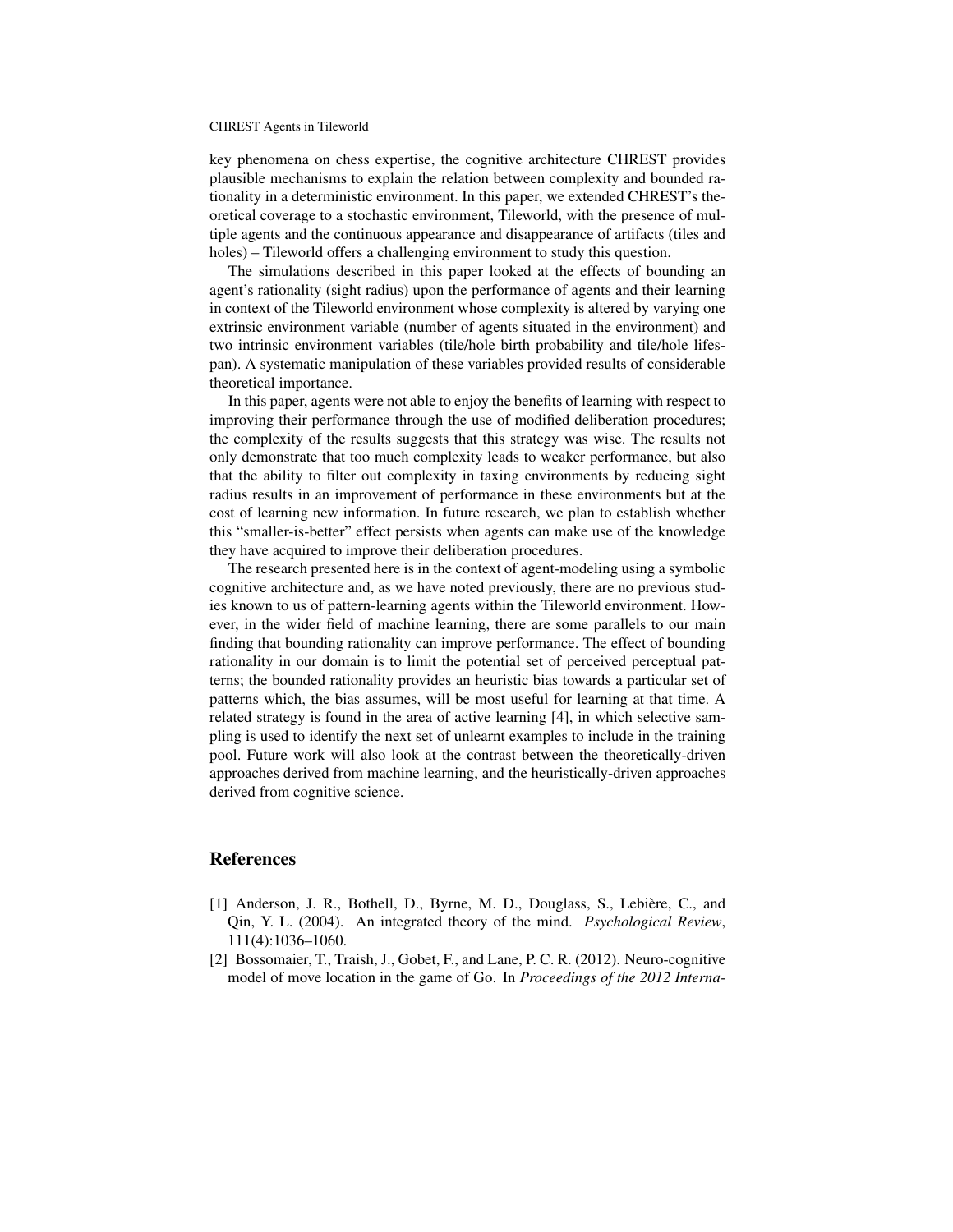key phenomena on chess expertise, the cognitive architecture CHREST provides plausible mechanisms to explain the relation between complexity and bounded rationality in a deterministic environment. In this paper, we extended CHREST's theoretical coverage to a stochastic environment, Tileworld, with the presence of multiple agents and the continuous appearance and disappearance of artifacts (tiles and holes) – Tileworld offers a challenging environment to study this question.

The simulations described in this paper looked at the effects of bounding an agent's rationality (sight radius) upon the performance of agents and their learning in context of the Tileworld environment whose complexity is altered by varying one extrinsic environment variable (number of agents situated in the environment) and two intrinsic environment variables (tile/hole birth probability and tile/hole lifespan). A systematic manipulation of these variables provided results of considerable theoretical importance.

In this paper, agents were not able to enjoy the benefits of learning with respect to improving their performance through the use of modified deliberation procedures; the complexity of the results suggests that this strategy was wise. The results not only demonstrate that too much complexity leads to weaker performance, but also that the ability to filter out complexity in taxing environments by reducing sight radius results in an improvement of performance in these environments but at the cost of learning new information. In future research, we plan to establish whether this "smaller-is-better" effect persists when agents can make use of the knowledge they have acquired to improve their deliberation procedures.

The research presented here is in the context of agent-modeling using a symbolic cognitive architecture and, as we have noted previously, there are no previous studies known to us of pattern-learning agents within the Tileworld environment. However, in the wider field of machine learning, there are some parallels to our main finding that bounding rationality can improve performance. The effect of bounding rationality in our domain is to limit the potential set of perceived perceptual patterns; the bounded rationality provides an heuristic bias towards a particular set of patterns which, the bias assumes, will be most useful for learning at that time. A related strategy is found in the area of active learning [4], in which selective sampling is used to identify the next set of unlearnt examples to include in the training pool. Future work will also look at the contrast between the theoretically-driven approaches derived from machine learning, and the heuristically-driven approaches derived from cognitive science.

## References

[1] Anderson, J. R., Bothell, D., Byrne, M. D., Douglass, S., Lebière, C., and Qin, Y. L. (2004). An integrated theory of the mind. *Psychological Review*, 111(4):1036–1060.

[2] Bossomaier, T., Traish, J., Gobet, F., and Lane, P. C. R. (2012). Neuro-cognitive model of move location in the game of Go. In *Proceedings of the 2012 Interna-*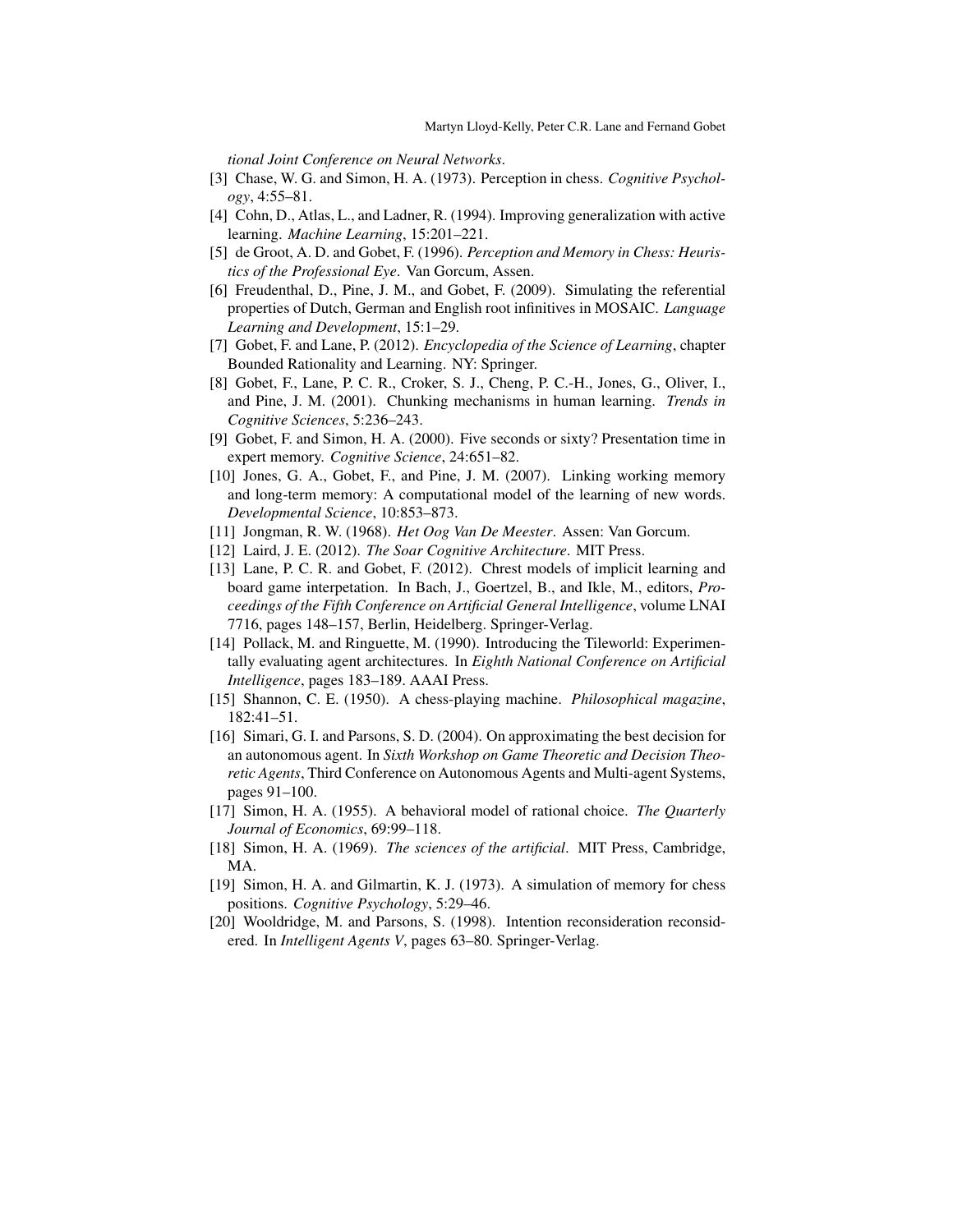*tional Joint Conference on Neural Networks*.

[3] Chase, W. G. and Simon, H. A. (1973). Perception in chess. *Cognitive Psychology*, 4:55–81.

[4] Cohn, D., Atlas, L., and Ladner, R. (1994). Improving generalization with active learning. *Machine Learning*, 15:201–221.

[5] de Groot, A. D. and Gobet, F. (1996). *Perception and Memory in Chess: Heuristics of the Professional Eye*. Van Gorcum, Assen.

[6] Freudenthal, D., Pine, J. M., and Gobet, F. (2009). Simulating the referential properties of Dutch, German and English root infinitives in MOSAIC. *Language Learning and Development*, 15:1–29.

[7] Gobet, F. and Lane, P. (2012). *Encyclopedia of the Science of Learning*, chapter Bounded Rationality and Learning. NY: Springer.

[8] Gobet, F., Lane, P. C. R., Croker, S. J., Cheng, P. C.-H., Jones, G., Oliver, I., and Pine, J. M. (2001). Chunking mechanisms in human learning. *Trends in Cognitive Sciences*, 5:236–243.

[9] Gobet, F. and Simon, H. A. (2000). Five seconds or sixty? Presentation time in expert memory. *Cognitive Science*, 24:651–82.

[10] Jones, G. A., Gobet, F., and Pine, J. M. (2007). Linking working memory and long-term memory: A computational model of the learning of new words. *Developmental Science*, 10:853–873.

[11] Jongman, R. W. (1968). *Het Oog Van De Meester*. Assen: Van Gorcum.

[12] Laird, J. E. (2012). *The Soar Cognitive Architecture*. MIT Press.

[13] Lane, P. C. R. and Gobet, F. (2012). Chrest models of implicit learning and board game interpetation. In Bach, J., Goertzel, B., and Ikle, M., editors, *Proceedings of the Fifth Conference on Artificial General Intelligence*, volume LNAI 7716, pages 148–157, Berlin, Heidelberg. Springer-Verlag.

[14] Pollack, M. and Ringuette, M. (1990). Introducing the Tileworld: Experimentally evaluating agent architectures. In *Eighth National Conference on Artificial Intelligence*, pages 183–189. AAAI Press.

[15] Shannon, C. E. (1950). A chess-playing machine. *Philosophical magazine*, 182:41–51.

[16] Simari, G. I. and Parsons, S. D. (2004). On approximating the best decision for an autonomous agent. In *Sixth Workshop on Game Theoretic and Decision Theoretic Agents*, Third Conference on Autonomous Agents and Multi-agent Systems, pages 91–100.

[17] Simon, H. A. (1955). A behavioral model of rational choice. *The Quarterly Journal of Economics*, 69:99–118.

[18] Simon, H. A. (1969). *The sciences of the artificial*. MIT Press, Cambridge, MA.

[19] Simon, H. A. and Gilmartin, K. J. (1973). A simulation of memory for chess positions. *Cognitive Psychology*, 5:29–46.

[20] Wooldridge, M. and Parsons, S. (1998). Intention reconsideration reconsidered. In *Intelligent Agents V*, pages 63–80. Springer-Verlag.